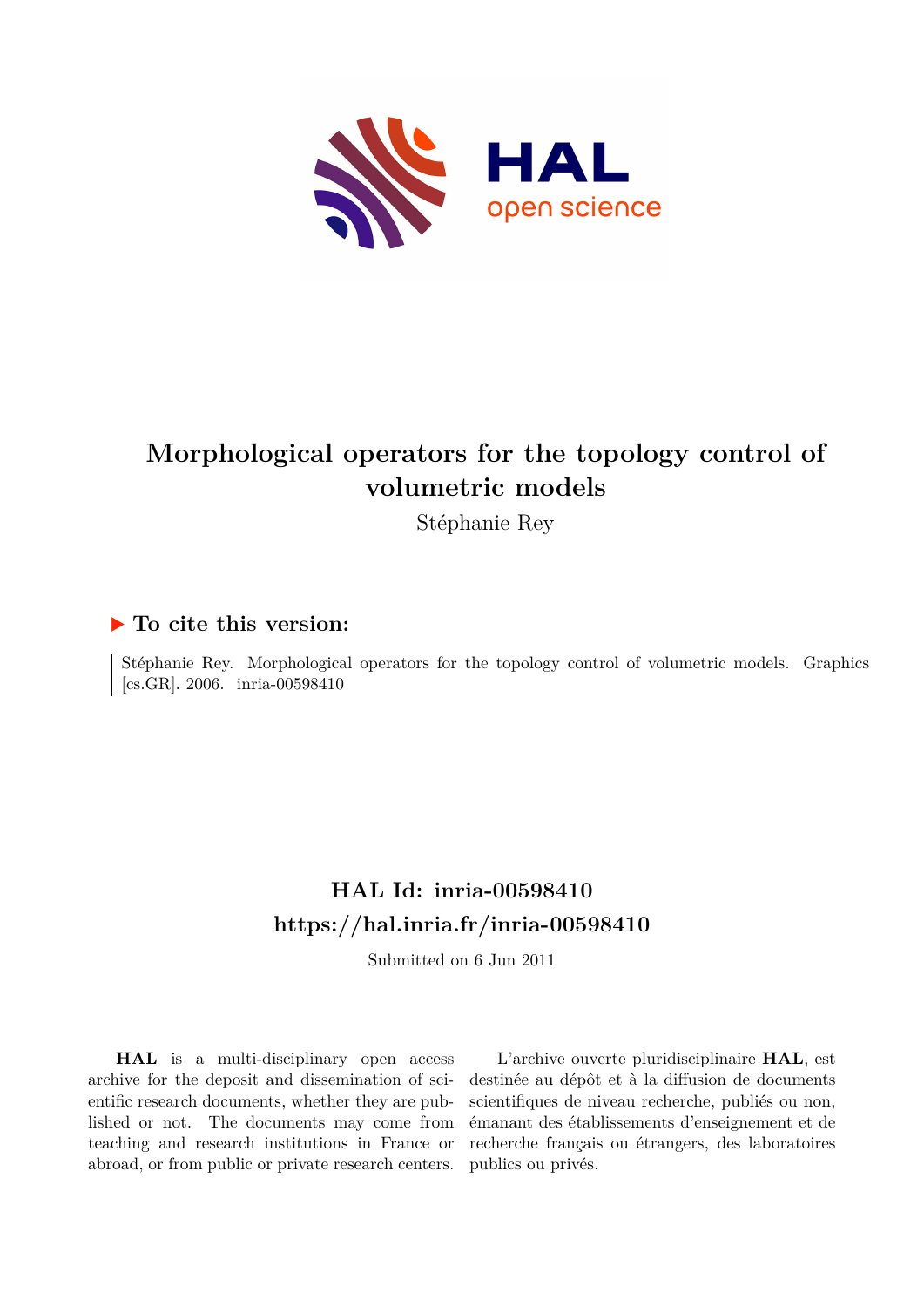# Morphological operators for the topology control of volumetric models

Stéphanie Rey

## ▶ To cite this version:

Stéphanie Rey. Morphological operators for the topology control of volumetric models. Graphics [cs.GR]. 2006. inria-00598410

## HAL Id: inria-00598410

## https://hal.inria.fr/inria-00598410

Submitted on 6 Jun 2011

**HAL** is a multi-disciplinary open access archive for the deposit and dissemination of scientific research documents, whether they are published or not. The documents may come from teaching and research institutions in France or abroad, or from public or private research centers.

L'archive ouverte pluridisciplinaire **HAL**, est destinée au dépôt et à la diffusion de documents scientifiques de niveau recherche, publiés ou non, émanant des établissements d'enseignement et de recherche français ou étrangers, des laboratoires publics ou privés.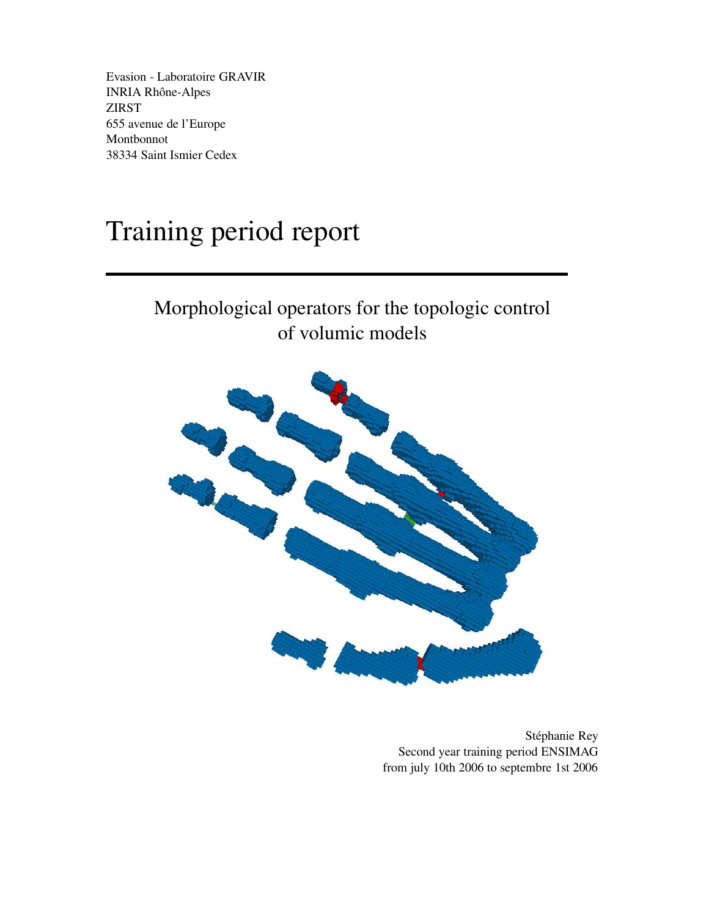Evasion - Laboratoire GRAVIR
INRIA Rhône-Alpes
ZIRST
655 avenue de l'Europe
Montbonnot
38334 Saint Ismier Cedex

# Training period report

---

## Morphological operators for the topologic control of volumic models

Stéphanie Rey
Second year training period ENSIMAG
from july 10th 2006 to septembre 1st 2006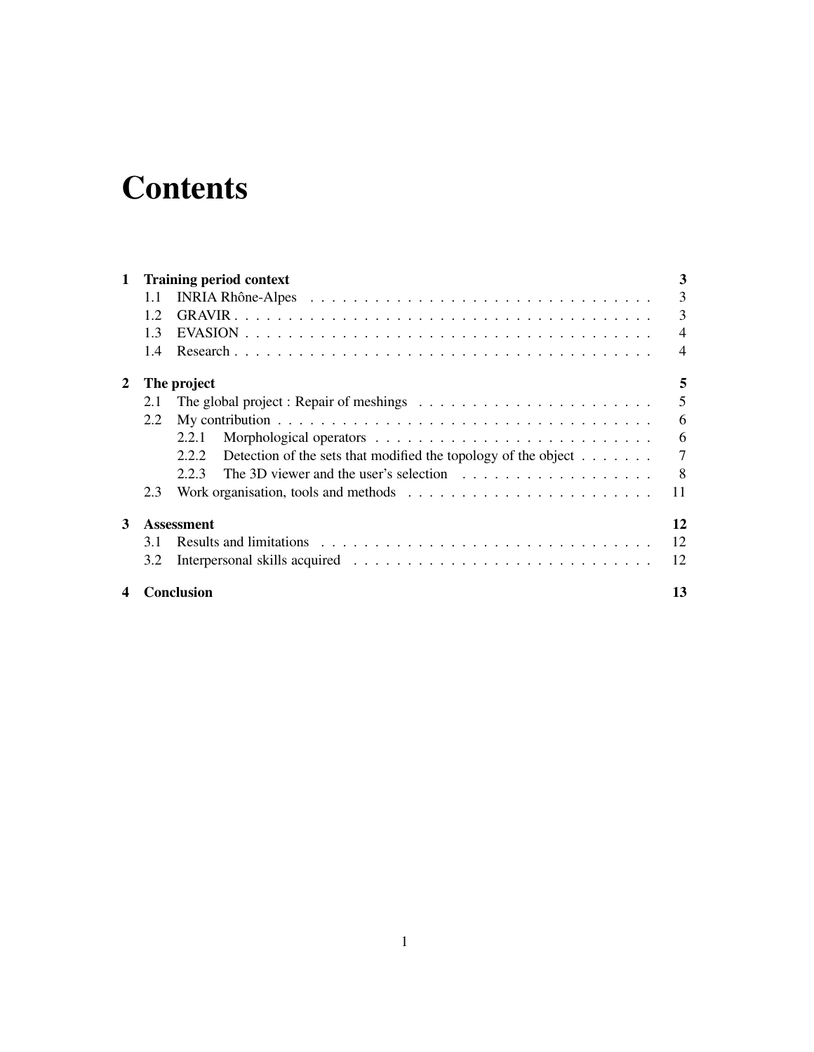# Contents

- **1 Training period context** — **3**
  - 1.1 INRIA Rhône-Alpes — 3
  - 1.2 GRAVIR — 3
  - 1.3 EVASION — 4
  - 1.4 Research — 4
- **2 The project** — **5**
  - 2.1 The global project : Repair of meshings — 5
  - 2.2 My contribution — 6
    - 2.2.1 Morphological operators — 6
    - 2.2.2 Detection of the sets that modified the topology of the object — 7
    - 2.2.3 The 3D viewer and the user's selection — 8
  - 2.3 Work organisation, tools and methods — 11
- **3 Assessment** — **12**
  - 3.1 Results and limitations — 12
  - 3.2 Interpersonal skills acquired — 12
- **4 Conclusion** — **13**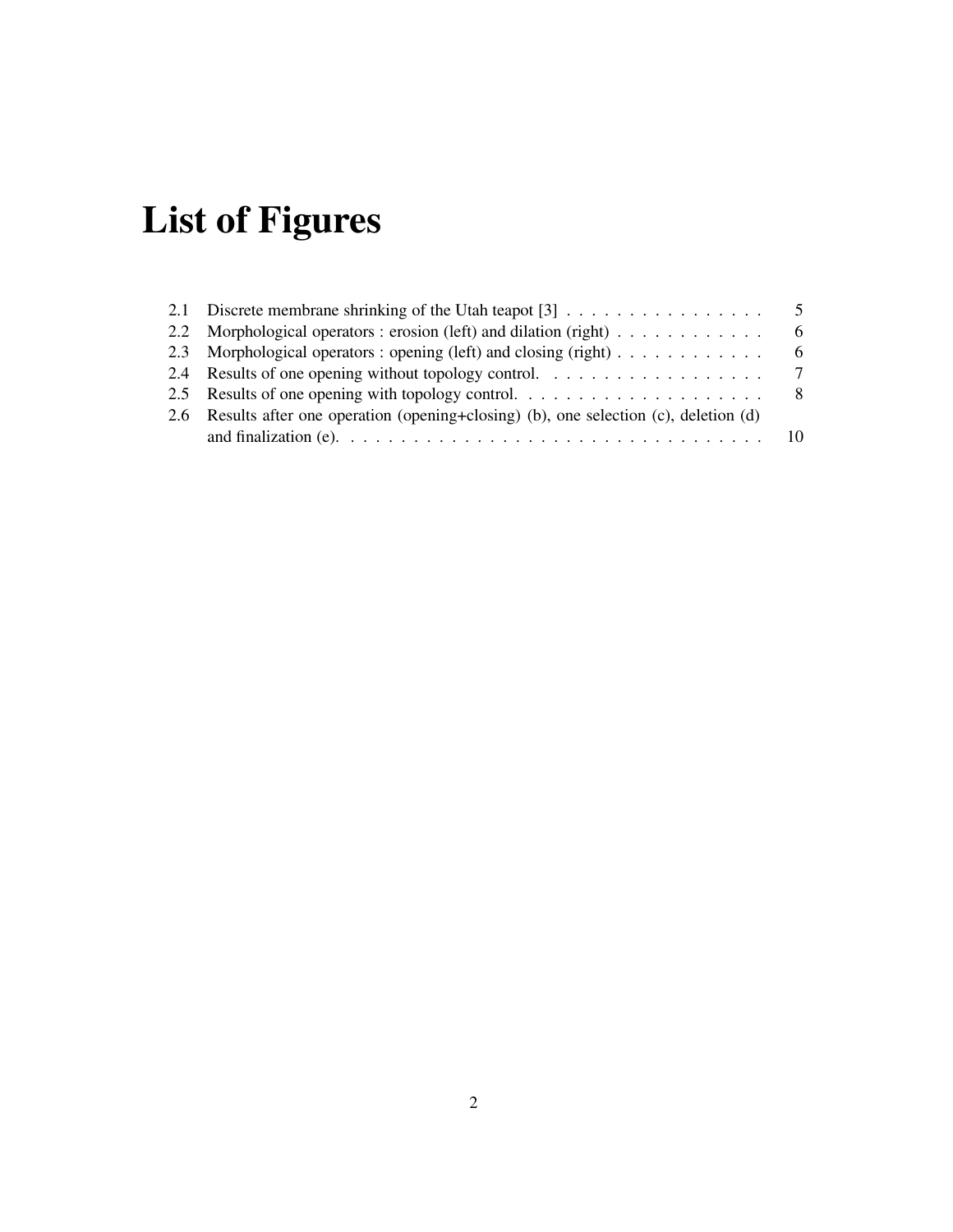# List of Figures

| | | |
|---|---|---|
| 2.1 | Discrete membrane shrinking of the Utah teapot [3] | 5 |
| 2.2 | Morphological operators : erosion (left) and dilation (right) | 6 |
| 2.3 | Morphological operators : opening (left) and closing (right) | 6 |
| 2.4 | Results of one opening without topology control. | 7 |
| 2.5 | Results of one opening with topology control. | 8 |
| 2.6 | Results after one operation (opening+closing) (b), one selection (c), deletion (d) and finalization (e). | 10 |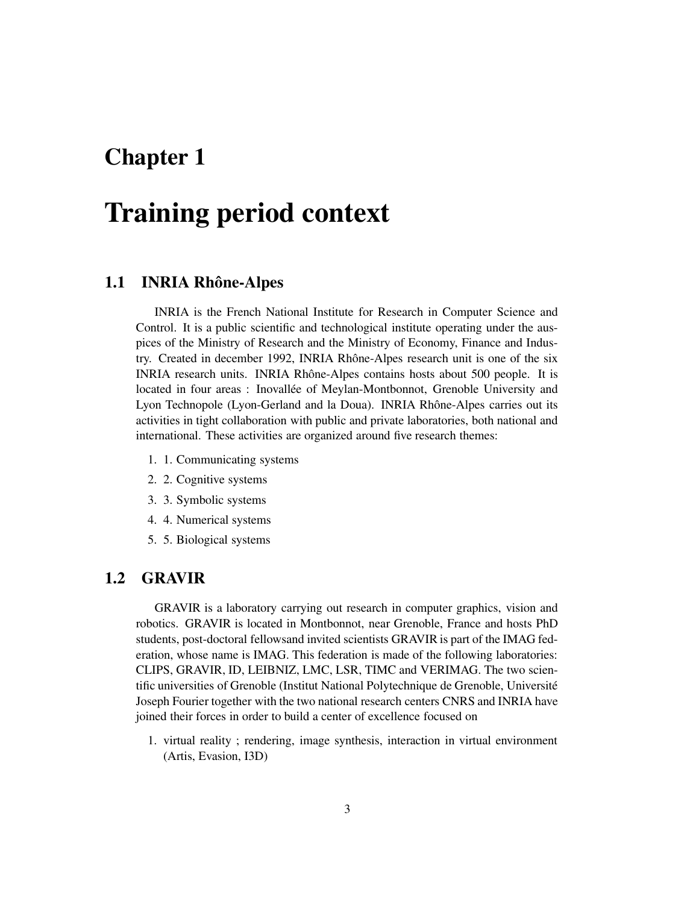# Chapter 1

# Training period context

## 1.1 INRIA Rhône-Alpes

INRIA is the French National Institute for Research in Computer Science and Control. It is a public scientific and technological institute operating under the auspices of the Ministry of Research and the Ministry of Economy, Finance and Industry. Created in december 1992, INRIA Rhône-Alpes research unit is one of the six INRIA research units. INRIA Rhône-Alpes contains hosts about 500 people. It is located in four areas : Inovallée of Meylan-Montbonnot, Grenoble University and Lyon Technopole (Lyon-Gerland and la Doua). INRIA Rhône-Alpes carries out its activities in tight collaboration with public and private laboratories, both national and international. These activities are organized around five research themes:

1. 1. Communicating systems
2. 2. Cognitive systems
3. 3. Symbolic systems
4. 4. Numerical systems
5. 5. Biological systems

## 1.2 GRAVIR

GRAVIR is a laboratory carrying out research in computer graphics, vision and robotics. GRAVIR is located in Montbonnot, near Grenoble, France and hosts PhD students, post-doctoral fellowsand invited scientists GRAVIR is part of the IMAG federation, whose name is IMAG. This federation is made of the following laboratories: CLIPS, GRAVIR, ID, LEIBNIZ, LMC, LSR, TIMC and VERIMAG. The two scientific universities of Grenoble (Institut National Polytechnique de Grenoble, Université Joseph Fourier together with the two national research centers CNRS and INRIA have joined their forces in order to build a center of excellence focused on

1. virtual reality ; rendering, image synthesis, interaction in virtual environment (Artis, Evasion, I3D)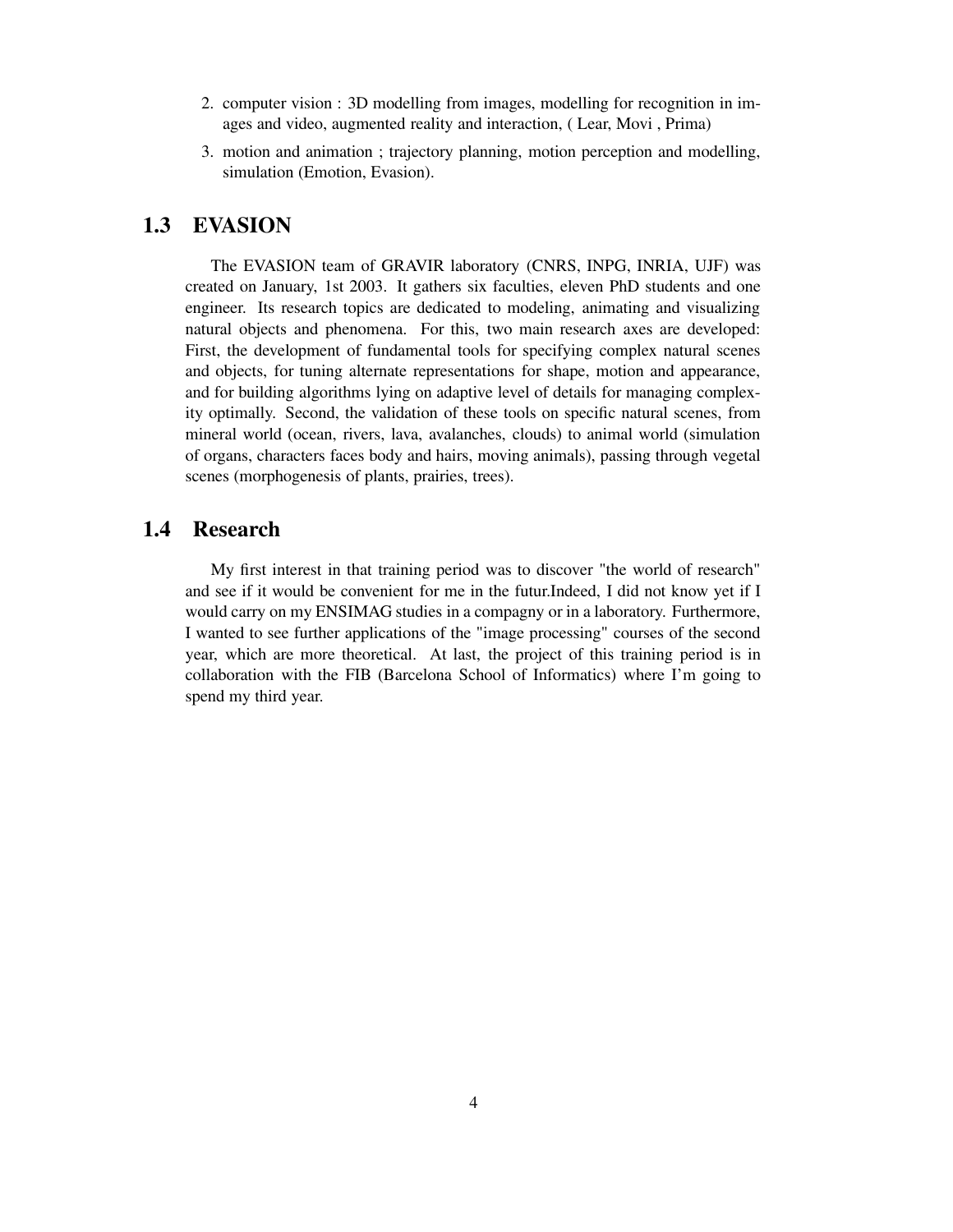2. computer vision : 3D modelling from images, modelling for recognition in images and video, augmented reality and interaction, ( Lear, Movi , Prima)
3. motion and animation ; trajectory planning, motion perception and modelling, simulation (Emotion, Evasion).

## 1.3 EVASION

The EVASION team of GRAVIR laboratory (CNRS, INPG, INRIA, UJF) was created on January, 1st 2003. It gathers six faculties, eleven PhD students and one engineer. Its research topics are dedicated to modeling, animating and visualizing natural objects and phenomena. For this, two main research axes are developed: First, the development of fundamental tools for specifying complex natural scenes and objects, for tuning alternate representations for shape, motion and appearance, and for building algorithms lying on adaptive level of details for managing complexity optimally. Second, the validation of these tools on specific natural scenes, from mineral world (ocean, rivers, lava, avalanches, clouds) to animal world (simulation of organs, characters faces body and hairs, moving animals), passing through vegetal scenes (morphogenesis of plants, prairies, trees).

## 1.4 Research

My first interest in that training period was to discover "the world of research" and see if it would be convenient for me in the futur.Indeed, I did not know yet if I would carry on my ENSIMAG studies in a compagny or in a laboratory. Furthermore, I wanted to see further applications of the "image processing" courses of the second year, which are more theoretical. At last, the project of this training period is in collaboration with the FIB (Barcelona School of Informatics) where I'm going to spend my third year.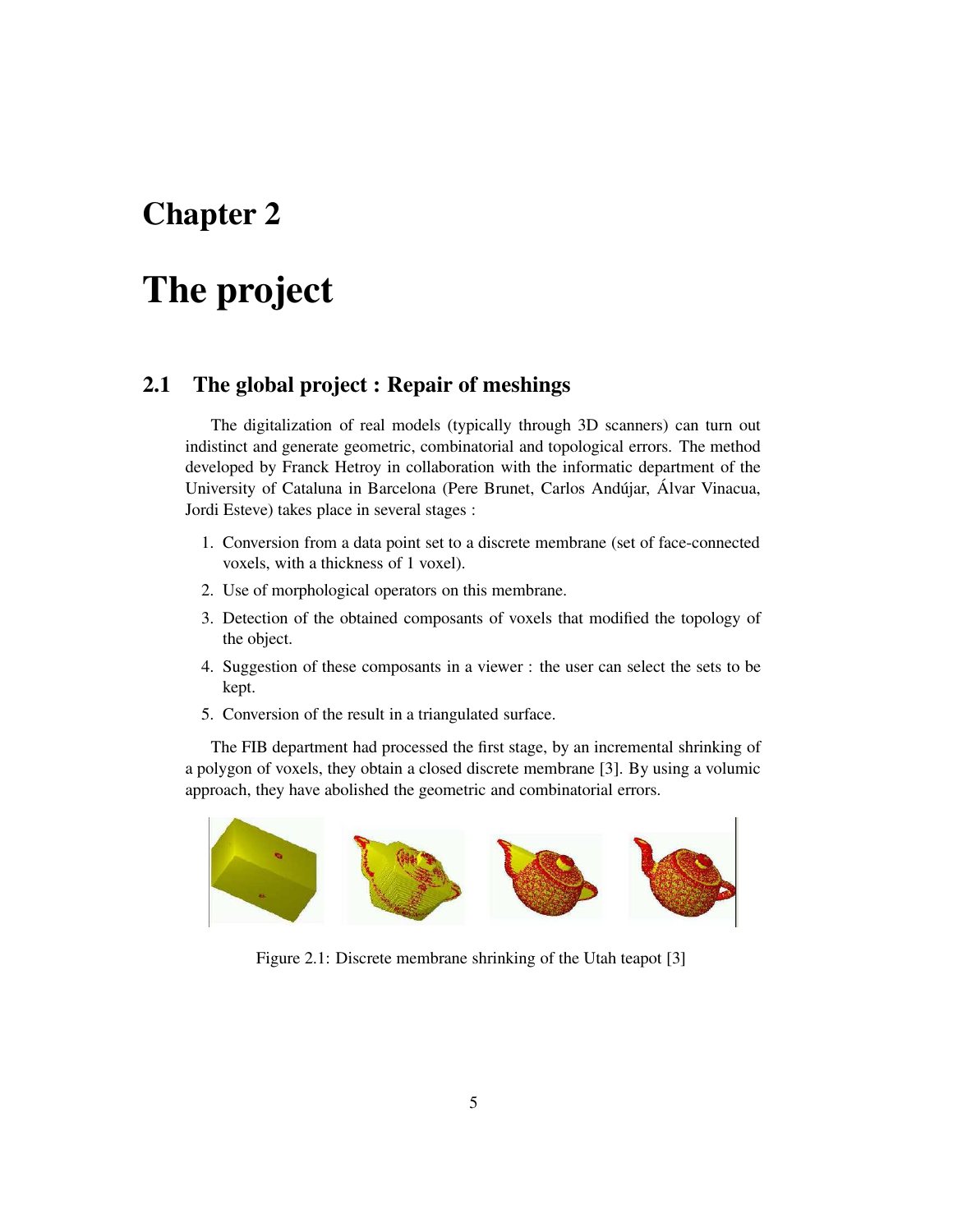# Chapter 2

# The project

## 2.1 The global project : Repair of meshings

The digitalization of real models (typically through 3D scanners) can turn out indistinct and generate geometric, combinatorial and topological errors. The method developed by Franck Hetroy in collaboration with the informatic department of the University of Cataluna in Barcelona (Pere Brunet, Carlos Andújar, Álvar Vinacua, Jordi Esteve) takes place in several stages :

1. Conversion from a data point set to a discrete membrane (set of face-connected voxels, with a thickness of 1 voxel).
2. Use of morphological operators on this membrane.
3. Detection of the obtained composants of voxels that modified the topology of the object.
4. Suggestion of these composants in a viewer : the user can select the sets to be kept.
5. Conversion of the result in a triangulated surface.

The FIB department had processed the first stage, by an incremental shrinking of a polygon of voxels, they obtain a closed discrete membrane [3]. By using a volumic approach, they have abolished the geometric and combinatorial errors.

Figure 2.1: Discrete membrane shrinking of the Utah teapot [3]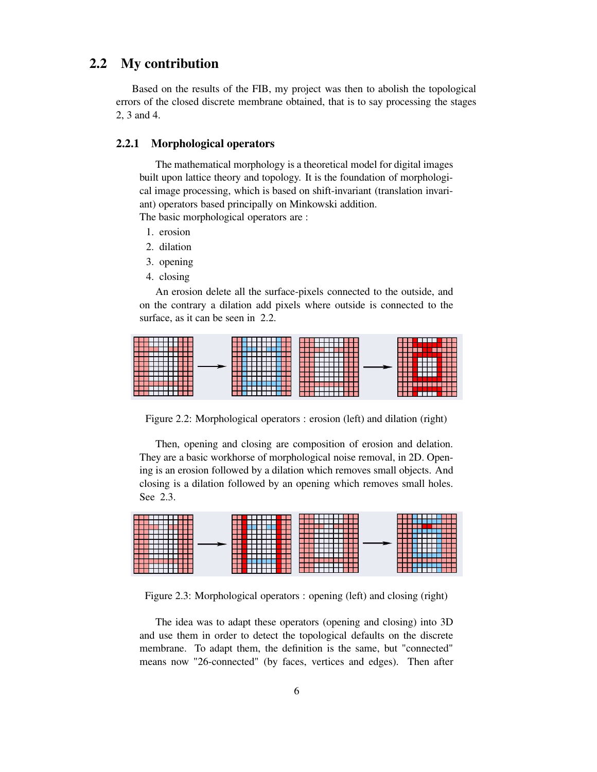## 2.2 My contribution

Based on the results of the FIB, my project was then to abolish the topological errors of the closed discrete membrane obtained, that is to say processing the stages 2, 3 and 4.

### 2.2.1 Morphological operators

The mathematical morphology is a theoretical model for digital images built upon lattice theory and topology. It is the foundation of morphological image processing, which is based on shift-invariant (translation invariant) operators based principally on Minkowski addition.
The basic morphological operators are :

1. erosion
2. dilation
3. opening
4. closing

An erosion delete all the surface-pixels connected to the outside, and on the contrary a dilation add pixels where outside is connected to the surface, as it can be seen in 2.2.

Figure 2.2: Morphological operators : erosion (left) and dilation (right)

Then, opening and closing are composition of erosion and delation. They are a basic workhorse of morphological noise removal, in 2D. Opening is an erosion followed by a dilation which removes small objects. And closing is a dilation followed by an opening which removes small holes. See 2.3.

Figure 2.3: Morphological operators : opening (left) and closing (right)

The idea was to adapt these operators (opening and closing) into 3D and use them in order to detect the topological defaults on the discrete membrane. To adapt them, the definition is the same, but "connected" means now "26-connected" (by faces, vertices and edges). Then after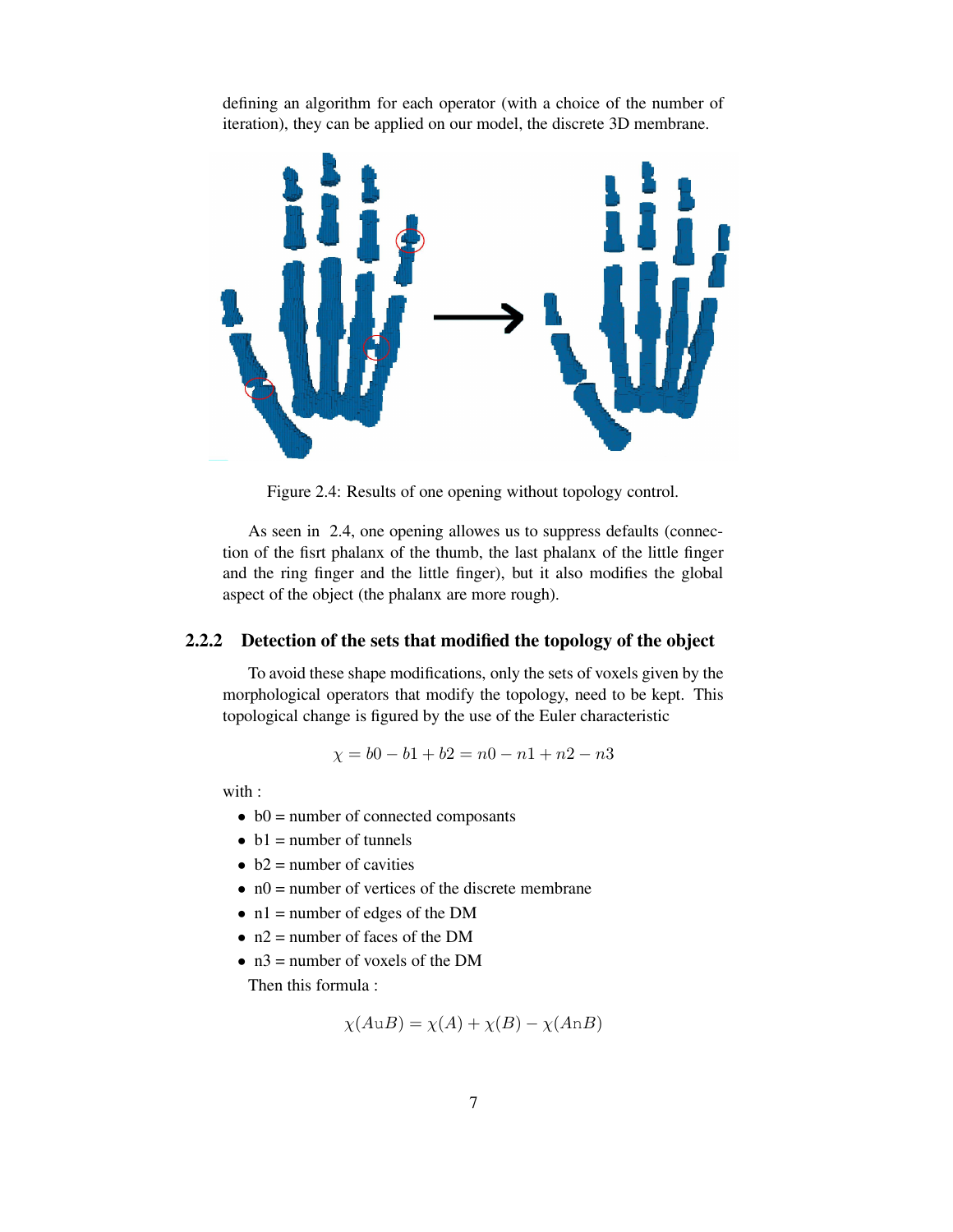defining an algorithm for each operator (with a choice of the number of iteration), they can be applied on our model, the discrete 3D membrane.

Figure 2.4: Results of one opening without topology control.

As seen in 2.4, one opening allowes us to suppress defaults (connection of the fisrt phalanx of the thumb, the last phalanx of the little finger and the ring finger and the little finger), but it also modifies the global aspect of the object (the phalanx are more rough).

### 2.2.2 Detection of the sets that modified the topology of the object

To avoid these shape modifications, only the sets of voxels given by the morphological operators that modify the topology, need to be kept. This topological change is figured by the use of the Euler characteristic

$$\chi = b0 - b1 + b2 = n0 - n1 + n2 - n3$$

with :

- b0 = number of connected composants
- b1 = number of tunnels
- b2 = number of cavities
- n0 = number of vertices of the discrete membrane
- n1 = number of edges of the DM
- n2 = number of faces of the DM
- n3 = number of voxels of the DM

Then this formula :

$$\chi(A\text{u}B) = \chi(A) + \chi(B) - \chi(A\text{n}B)$$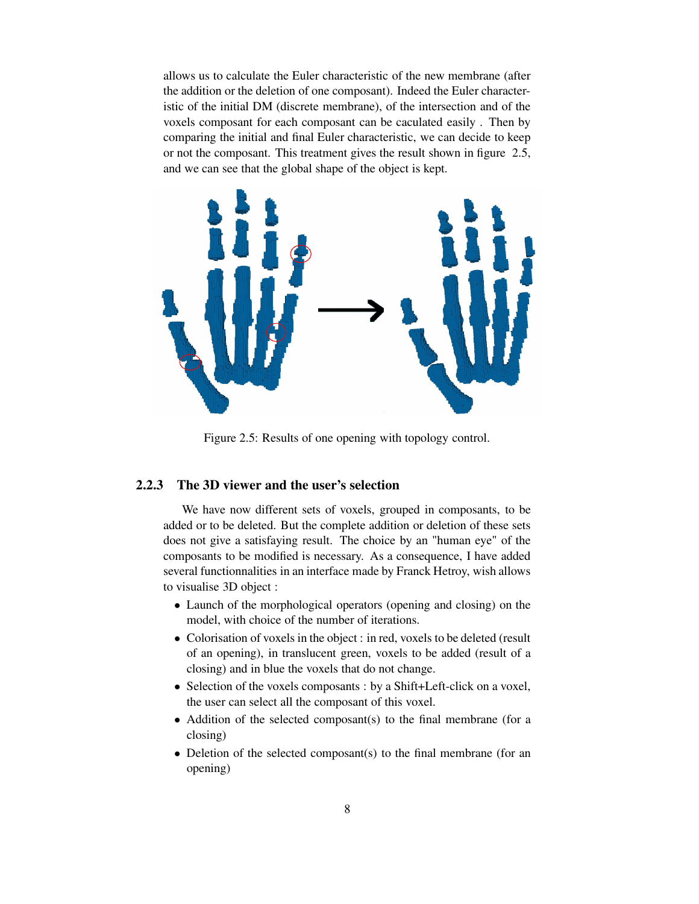allows us to calculate the Euler characteristic of the new membrane (after the addition or the deletion of one composant). Indeed the Euler characteristic of the initial DM (discrete membrane), of the intersection and of the voxels composant for each composant can be caculated easily . Then by comparing the initial and final Euler characteristic, we can decide to keep or not the composant. This treatment gives the result shown in figure 2.5, and we can see that the global shape of the object is kept.

Figure 2.5: Results of one opening with topology control.

### 2.2.3 The 3D viewer and the user's selection

We have now different sets of voxels, grouped in composants, to be added or to be deleted. But the complete addition or deletion of these sets does not give a satisfaying result. The choice by an "human eye" of the composants to be modified is necessary. As a consequence, I have added several functionnalities in an interface made by Franck Hetroy, wish allows to visualise 3D object :

- Launch of the morphological operators (opening and closing) on the model, with choice of the number of iterations.
- Colorisation of voxels in the object : in red, voxels to be deleted (result of an opening), in translucent green, voxels to be added (result of a closing) and in blue the voxels that do not change.
- Selection of the voxels composants : by a Shift+Left-click on a voxel, the user can select all the composant of this voxel.
- Addition of the selected composant(s) to the final membrane (for a closing)
- Deletion of the selected composant(s) to the final membrane (for an opening)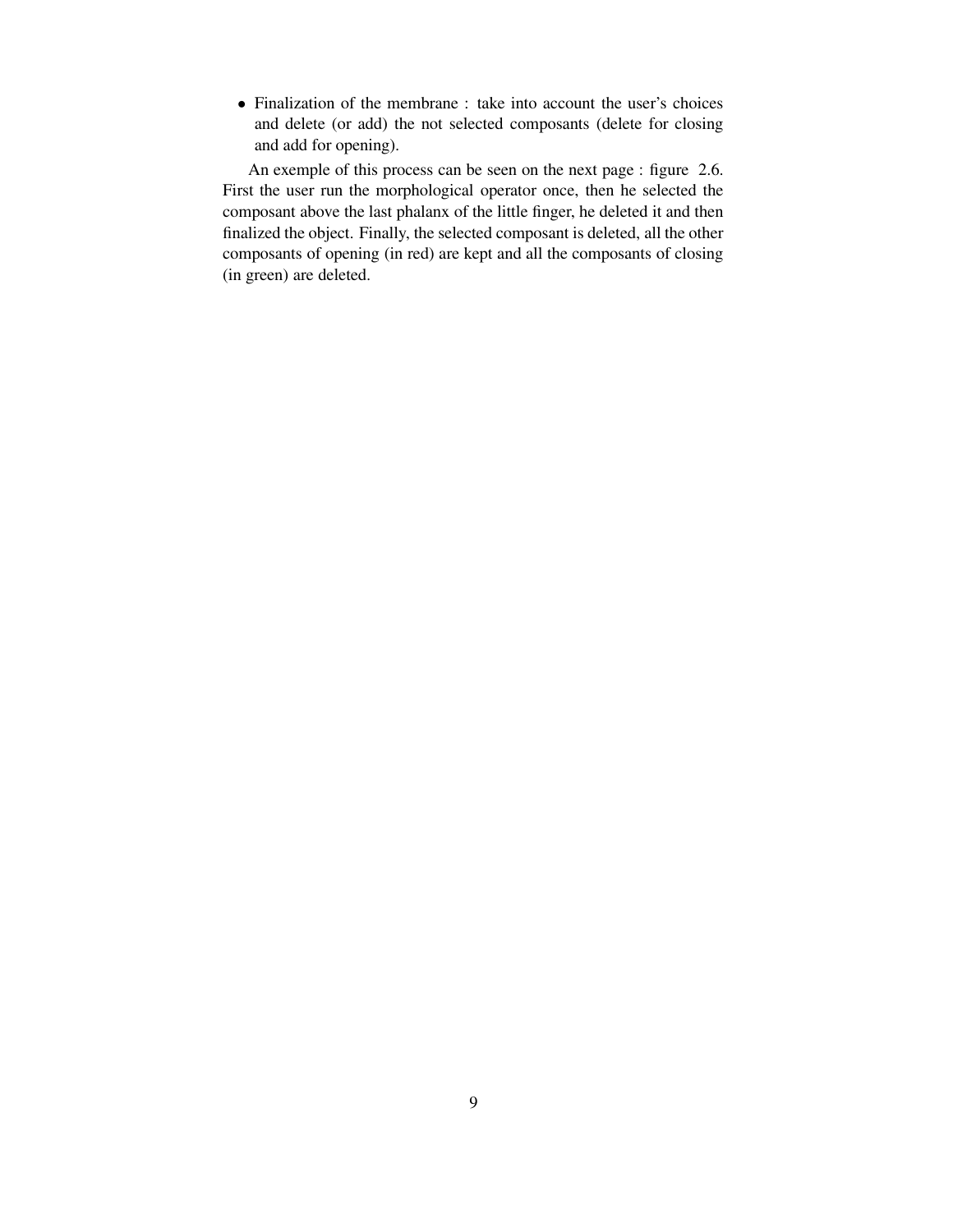- Finalization of the membrane : take into account the user's choices and delete (or add) the not selected composants (delete for closing and add for opening).

An exemple of this process can be seen on the next page : figure 2.6. First the user run the morphological operator once, then he selected the composant above the last phalanx of the little finger, he deleted it and then finalized the object. Finally, the selected composant is deleted, all the other composants of opening (in red) are kept and all the composants of closing (in green) are deleted.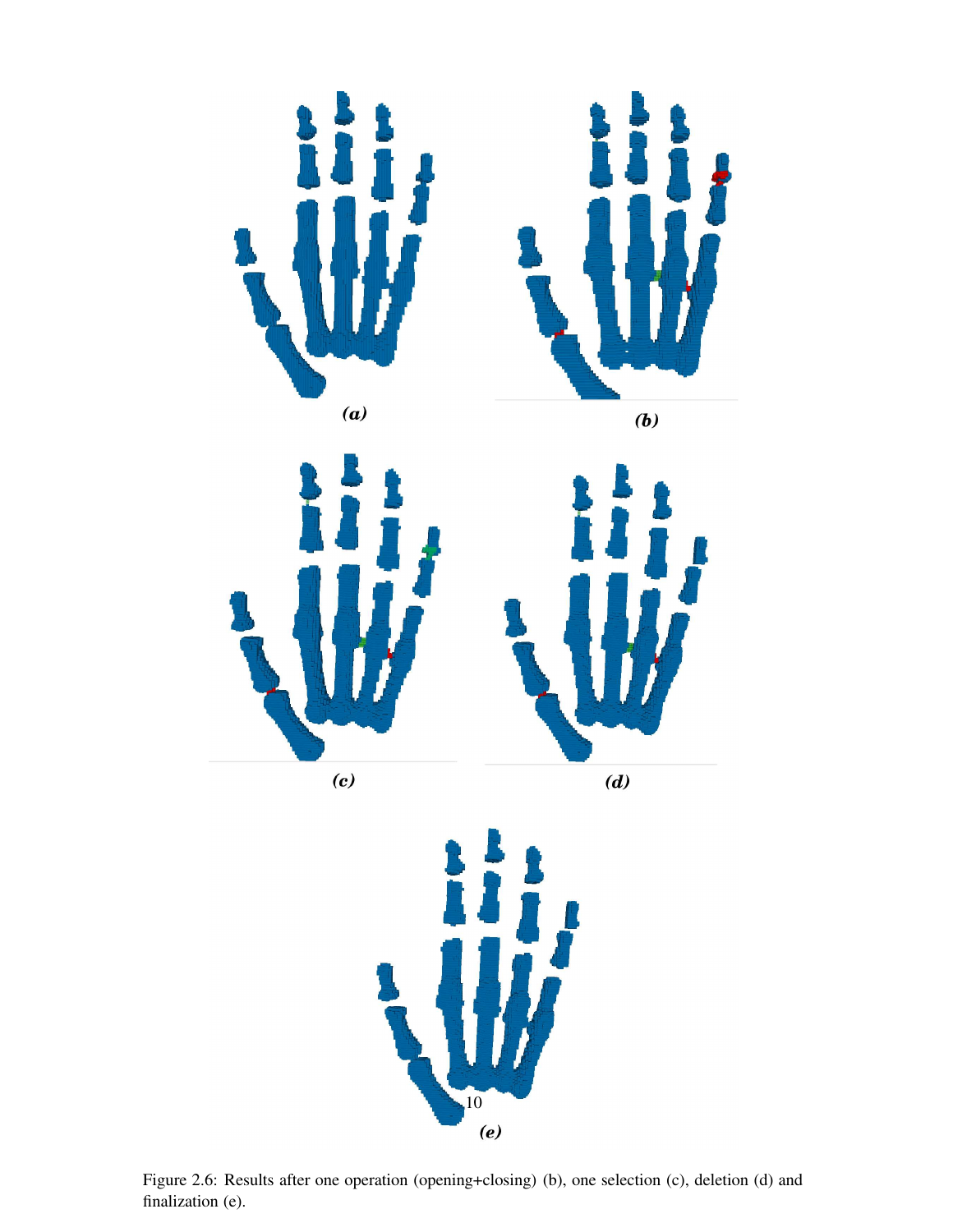(a)

(b)

(c)

(d)

(e)

Figure 2.6: Results after one operation (opening+closing) (b), one selection (c), deletion (d) and finalization (e).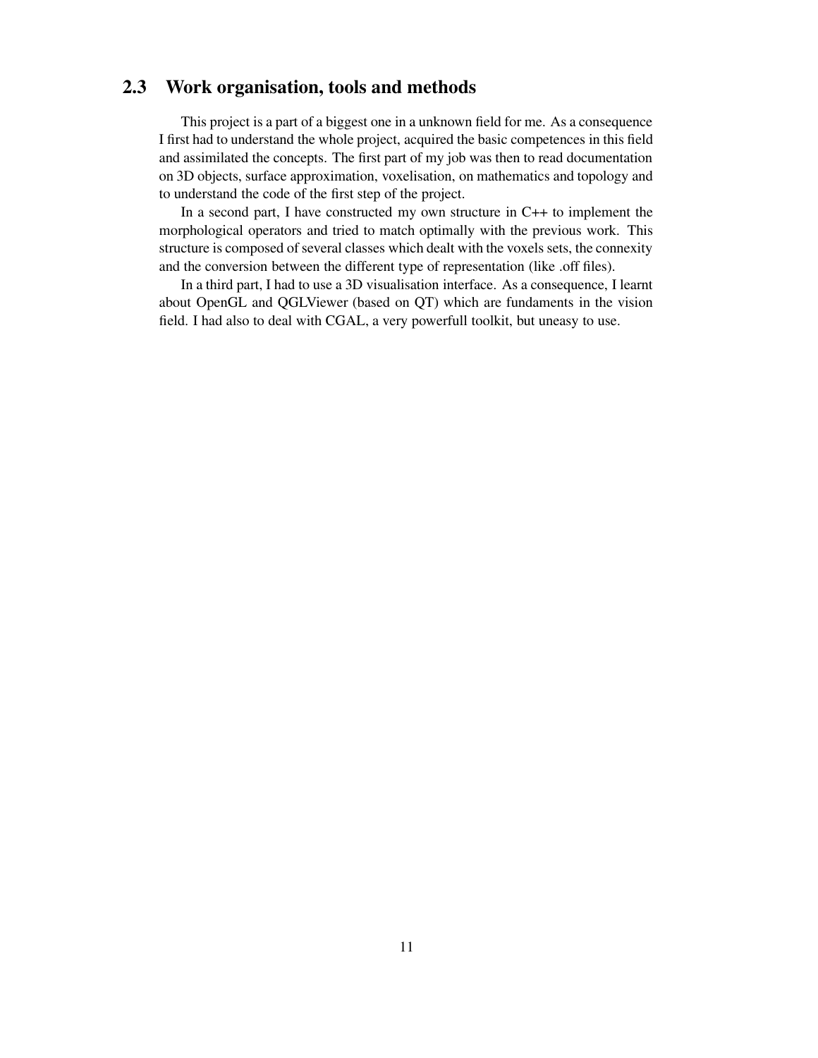## 2.3 Work organisation, tools and methods

This project is a part of a biggest one in a unknown field for me. As a consequence I first had to understand the whole project, acquired the basic competences in this field and assimilated the concepts. The first part of my job was then to read documentation on 3D objects, surface approximation, voxelisation, on mathematics and topology and to understand the code of the first step of the project.

In a second part, I have constructed my own structure in C++ to implement the morphological operators and tried to match optimally with the previous work. This structure is composed of several classes which dealt with the voxels sets, the connexity and the conversion between the different type of representation (like .off files).

In a third part, I had to use a 3D visualisation interface. As a consequence, I learnt about OpenGL and QGLViewer (based on QT) which are fundaments in the vision field. I had also to deal with CGAL, a very powerfull toolkit, but uneasy to use.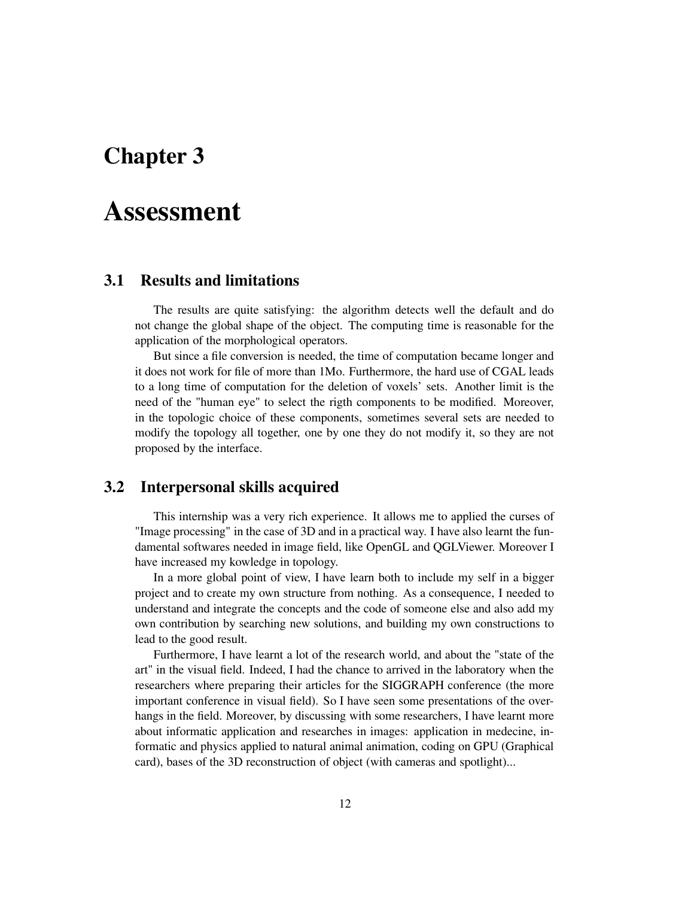# Chapter 3

# Assessment

## 3.1 Results and limitations

The results are quite satisfying: the algorithm detects well the default and do not change the global shape of the object. The computing time is reasonable for the application of the morphological operators.

But since a file conversion is needed, the time of computation became longer and it does not work for file of more than 1Mo. Furthermore, the hard use of CGAL leads to a long time of computation for the deletion of voxels' sets. Another limit is the need of the "human eye" to select the rigth components to be modified. Moreover, in the topologic choice of these components, sometimes several sets are needed to modify the topology all together, one by one they do not modify it, so they are not proposed by the interface.

## 3.2 Interpersonal skills acquired

This internship was a very rich experience. It allows me to applied the curses of "Image processing" in the case of 3D and in a practical way. I have also learnt the fundamental softwares needed in image field, like OpenGL and QGLViewer. Moreover I have increased my kowledge in topology.

In a more global point of view, I have learn both to include my self in a bigger project and to create my own structure from nothing. As a consequence, I needed to understand and integrate the concepts and the code of someone else and also add my own contribution by searching new solutions, and building my own constructions to lead to the good result.

Furthermore, I have learnt a lot of the research world, and about the "state of the art" in the visual field. Indeed, I had the chance to arrived in the laboratory when the researchers where preparing their articles for the SIGGRAPH conference (the more important conference in visual field). So I have seen some presentations of the overhangs in the field. Moreover, by discussing with some researchers, I have learnt more about informatic application and researches in images: application in medecine, informatic and physics applied to natural animal animation, coding on GPU (Graphical card), bases of the 3D reconstruction of object (with cameras and spotlight)...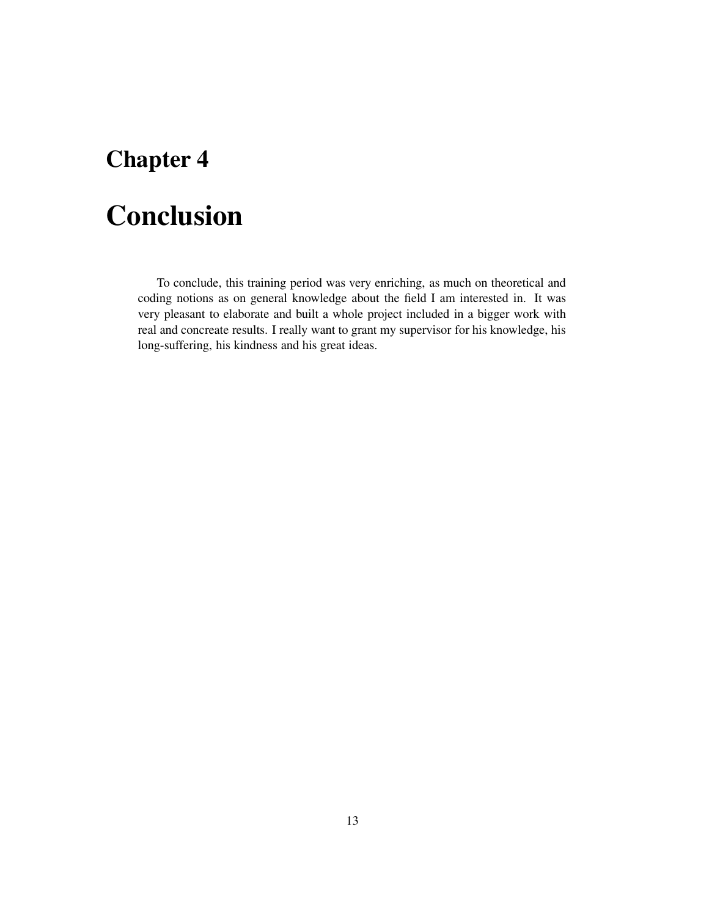# Chapter 4

# Conclusion

To conclude, this training period was very enriching, as much on theoretical and coding notions as on general knowledge about the field I am interested in. It was very pleasant to elaborate and built a whole project included in a bigger work with real and concreate results. I really want to grant my supervisor for his knowledge, his long-suffering, his kindness and his great ideas.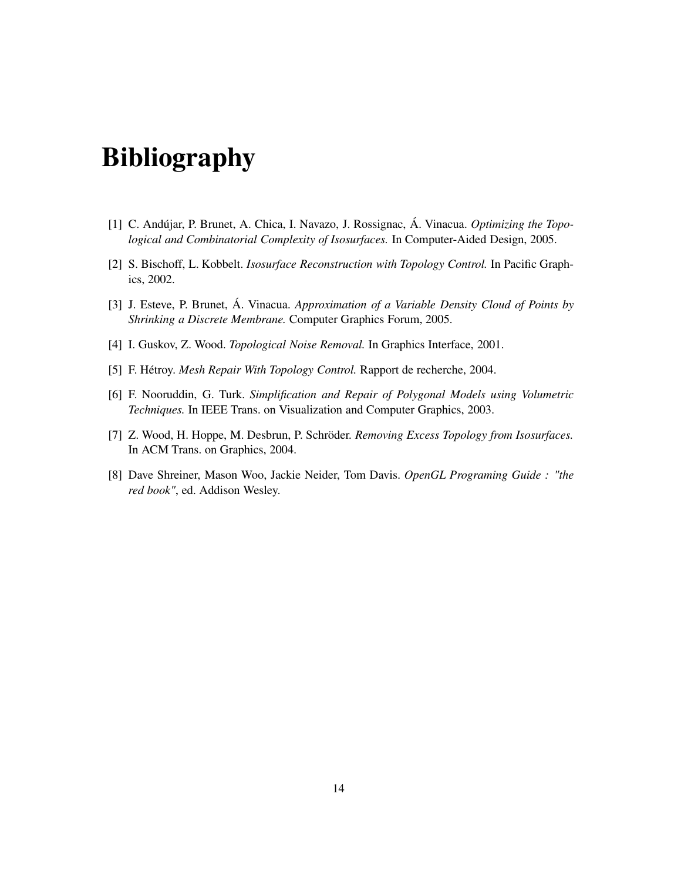# Bibliography

[1] C. Andújar, P. Brunet, A. Chica, I. Navazo, J. Rossignac, Á. Vinacua. *Optimizing the Topological and Combinatorial Complexity of Isosurfaces.* In Computer-Aided Design, 2005.

[2] S. Bischoff, L. Kobbelt. *Isosurface Reconstruction with Topology Control.* In Pacific Graphics, 2002.

[3] J. Esteve, P. Brunet, Á. Vinacua. *Approximation of a Variable Density Cloud of Points by Shrinking a Discrete Membrane.* Computer Graphics Forum, 2005.

[4] I. Guskov, Z. Wood. *Topological Noise Removal.* In Graphics Interface, 2001.

[5] F. Hétroy. *Mesh Repair With Topology Control.* Rapport de recherche, 2004.

[6] F. Nooruddin, G. Turk. *Simplification and Repair of Polygonal Models using Volumetric Techniques.* In IEEE Trans. on Visualization and Computer Graphics, 2003.

[7] Z. Wood, H. Hoppe, M. Desbrun, P. Schröder. *Removing Excess Topology from Isosurfaces.* In ACM Trans. on Graphics, 2004.

[8] Dave Shreiner, Mason Woo, Jackie Neider, Tom Davis. *OpenGL Programing Guide : "the red book"*, ed. Addison Wesley.